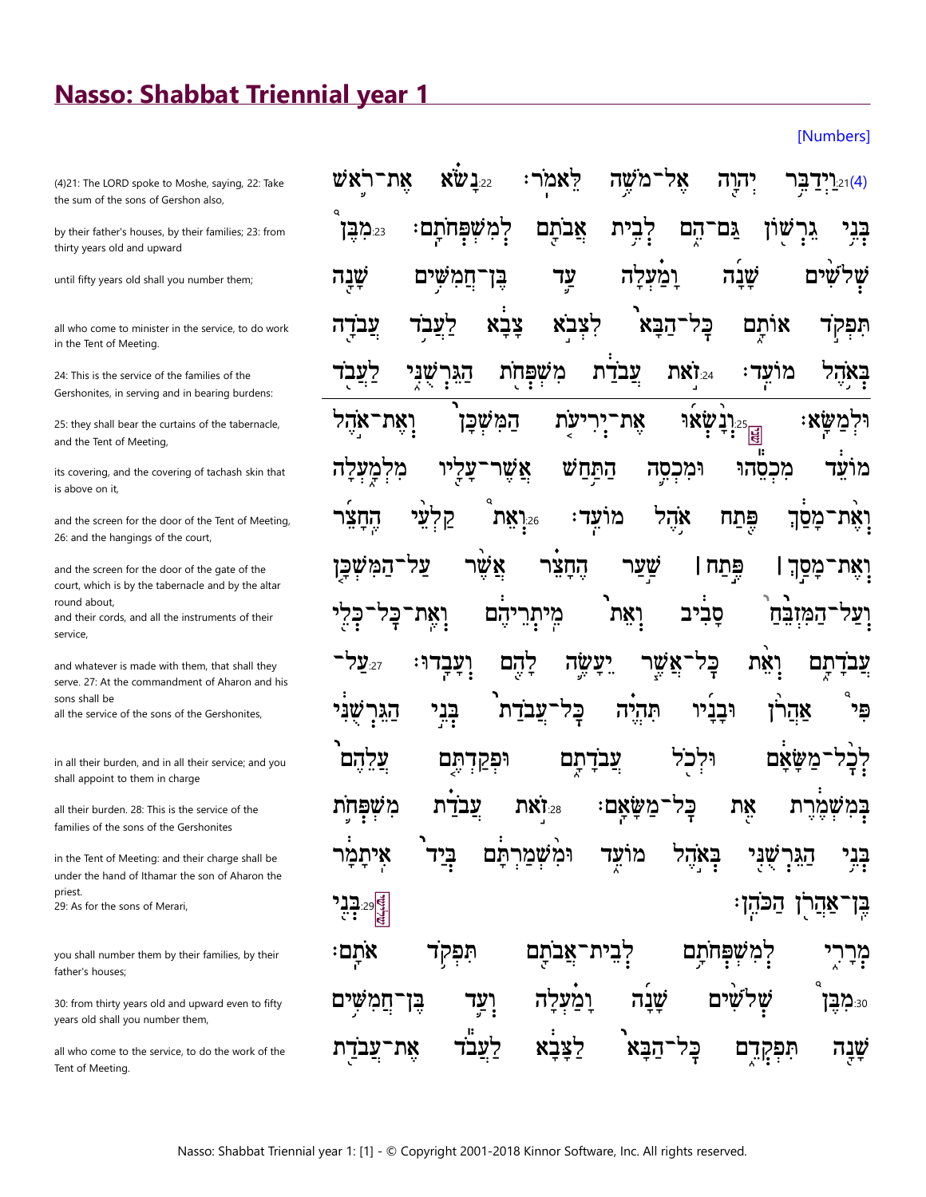# Nasso: Shabbat Triennial year 1

[Numbers]

(4)21: The LORD spoke to Moshe, saying, 22: Take the sum of the sons of Gershon also,

by their father's houses, by their families; 23: from thirty years old and upward

until fifty years old shall you number them;

all who come to minister in the service, to do work in the Tent of Meeting.

24: This is the service of the families of the Gershonites, in serving and in bearing burdens:

25: they shall bear the curtains of the tabernacle, and the Tent of Meeting,

its covering, and the covering of tachash skin that is above on it,

and the screen for the door of the Tent of Meeting, 26: and the hangings of the court,

and the screen for the door of the gate of the court, which is by the tabernacle and by the altar round about,

and their cords, and all the instruments of their service,

and whatever is made with them, that shall they serve. 27: At the commandment of Aharon and his sons shall be

all the service of the sons of the Gershonites,

in all their burden, and in all their service; and you shall appoint to them in charge

all their burden. 28: This is the service of the families of the sons of the Gershonites

in the Tent of Meeting: and their charge shall be under the hand of Ithamar the son of Aharon the priest.

29: As for the sons of Merari,

you shall number them by their families, by their father's houses;

30: from thirty years old and upward even to fifty years old shall you number them,

all who come to the service, to do the work of the Tent of Meeting.

(4)21:וַיְדַבֵּ֥ר יְהוָ֖ה אֶל־מֹשֶׁ֥ה לֵּאמֹֽר׃ 22:נָשֹׂ֗א אֶת־רֹ֛אשׁ בְּנֵ֥י גֵרְשׁ֖וֹן גַּם־הֵ֑ם לְבֵ֥ית אֲבֹתָ֖ם לְמִשְׁפְּחֹתָֽם׃ 23:מִבֶּן֩ שְׁלֹשִׁ֨ים שָׁנָ֜ה וָמַ֗עְלָה עַ֛ד בֶּן־חֲמִשִּׁ֥ים שָׁנָ֖ה תִּפְקֹ֣ד אוֹתָ֑ם כָּל־הַבָּא֙ לִצְבֹ֣א צָבָ֔א לַעֲבֹ֥ד עֲבֹדָ֖ה בְּאֹ֥הֶל מוֹעֵֽד׃ 24:זֹ֣את עֲבֹדַ֔ת מִשְׁפְּחֹ֖ת הַגֵּרְשֻׁנִּ֑י לַעֲבֹ֖ד וּלְמַשָּֽׂא׃

25:וְנָ֨שְׂא֜וּ אֶת־יְרִיעֹ֤ת הַמִּשְׁכָּן֙ וְאֶת־אֹ֣הֶל מוֹעֵ֔ד מִכְסֵ֕הוּ וּמִכְסֵ֥ה הַתַּ֛חַשׁ אֲשֶׁר־עָלָ֖יו מִלְמָ֑עְלָה וְאֶ֨ת־מָסַ֔ךְ פֶּ֖תַח אֹ֥הֶל מוֹעֵֽד׃ 26:וְאֵת֩ קַלְעֵ֨י הֶחָצֵ֜ר וְאֶת־מָסַ֣ךְ ׀ פֶּ֣תַח ׀ שַׁ֣עַר הֶחָצֵ֗ר אֲשֶׁ֨ר עַל־הַמִּשְׁכָּ֤ן וְעַל־הַמִּזְבֵּ֙חַ֙ סָבִ֔יב וְאֵת֙ מֵיתְרֵיהֶ֔ם וְאֶת־כָּל־כְּלֵ֖י עֲבֹדָתָ֑ם וְאֵ֨ת כָּל־אֲשֶׁ֧ר יֵעָשֶׂ֛ה לָהֶ֖ם וְעָבָֽדוּ׃ 27:עַל־פִּי֩ אַהֲרֹ֨ן וּבָנָ֜יו תִּהְיֶ֗ה כָּל־עֲבֹדַת֙ בְּנֵ֣י הַגֵּרְשֻׁנִּ֔י לְכָל־מַ֨שָּׂאָ֔ם וּלְכֹ֖ל עֲבֹדָתָ֑ם וּפְקַדְתֶּ֤ם עֲלֵהֶם֙ בְּמִשְׁמֶ֔רֶת אֵ֖ת כָּל־מַשָּׂאָֽם׃ 28:זֹ֣את עֲבֹדַ֗ת מִשְׁפְּחֹ֛ת בְּנֵ֥י הַגֵּרְשֻׁנִּ֖י בְּאֹ֣הֶל מוֹעֵ֑ד וּמִ֨שְׁמַרְתָּ֔ם בְּיַד֙ אִֽיתָמָ֔ר בֶּן־אַהֲרֹ֖ן הַכֹּהֵֽן׃

29:בְּנֵ֖י מְרָרִ֑י לְמִשְׁפְּחֹתָ֥ם לְבֵית־אֲבֹתָ֖ם תִּפְקֹ֥ד אֹתָֽם׃ 30:מִבֶּן֩ שְׁלֹשִׁ֨ים שָׁנָ֜ה וָמַ֗עְלָה וְעַ֛ד בֶּן־חֲמִשִּׁ֥ים שָׁנָ֖ה תִּפְקְדֵ֑ם כָּל־הַבָּא֙ לַצָּבָ֔א לַעֲבֹ֕ד אֶת־עֲבֹדַ֖ת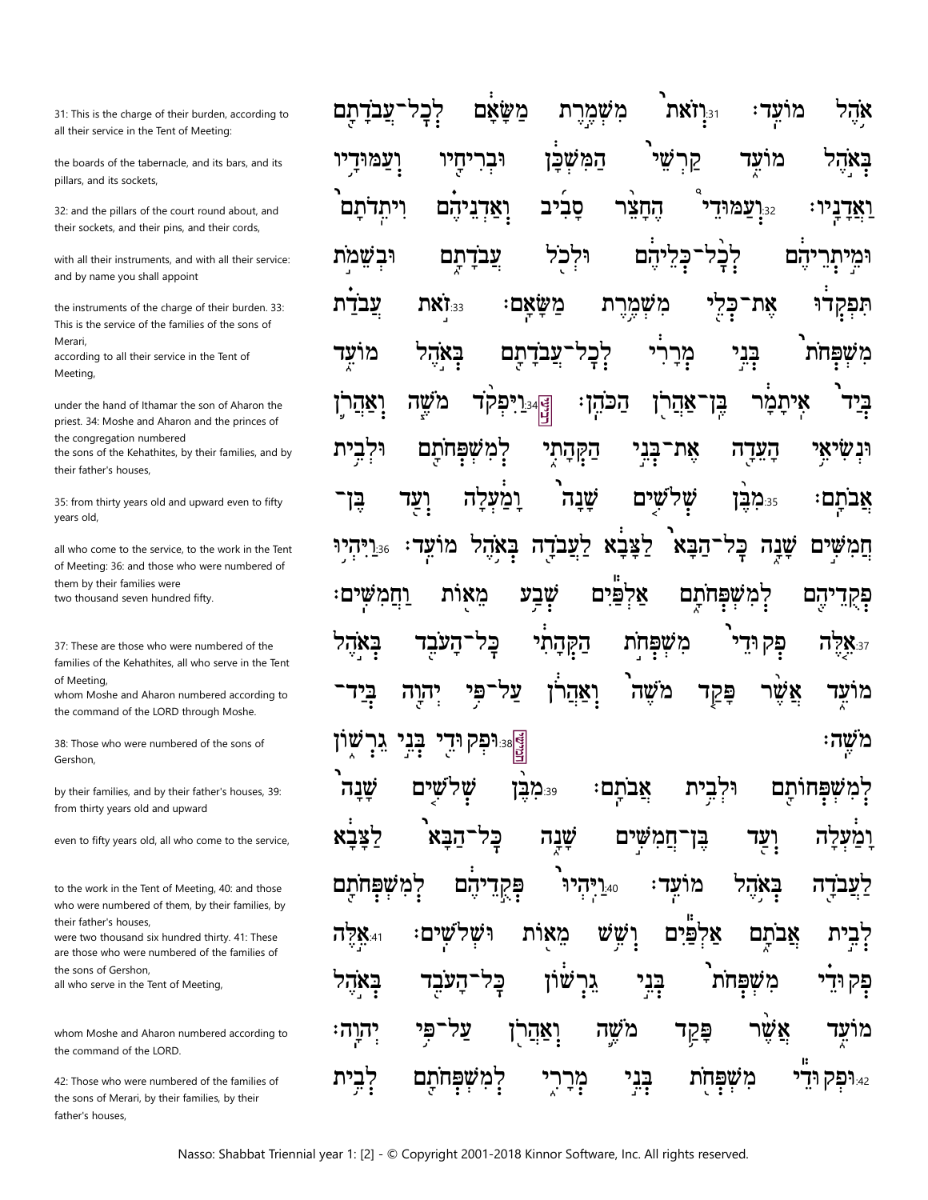31: This is the charge of their burden, according to all their service in the Tent of Meeting:

the boards of the tabernacle, and its bars, and its pillars, and its sockets,

32: and the pillars of the court round about, and their sockets, and their pins, and their cords,

with all their instruments, and with all their service: and by name you shall appoint

the instruments of the charge of their burden. 33: This is the service of the families of the sons of Merari,
according to all their service in the Tent of Meeting,

under the hand of Ithamar the son of Aharon the priest. 34: Moshe and Aharon and the princes of the congregation numbered
the sons of the Kehathites, by their families, and by their father's houses,

35: from thirty years old and upward even to fifty years old,

all who come to the service, to the work in the Tent of Meeting: 36: and those who were numbered of them by their families were
two thousand seven hundred fifty.

37: These are those who were numbered of the families of the Kehathites, all who serve in the Tent of Meeting,
whom Moshe and Aharon numbered according to the command of the LORD through Moshe.

38: Those who were numbered of the sons of Gershon,

by their families, and by their father's houses, 39: from thirty years old and upward

even to fifty years old, all who come to the service,

to the work in the Tent of Meeting, 40: and those who were numbered of them, by their families, by their father's houses,
were two thousand six hundred thirty. 41: These are those who were numbered of the families of the sons of Gershon,
all who serve in the Tent of Meeting,

whom Moshe and Aharon numbered according to the command of the LORD.

42: Those who were numbered of the families of the sons of Merari, by their families, by their father's houses,

אֹ֥הֶל מוֹעֵֽד׃ 31 וְזֹאת֙ מִשְׁמֶ֣רֶת מַשָּׂאָ֔ם לְכָל־עֲבֹדָתָ֖ם
בְּאֹ֣הֶל מוֹעֵ֑ד קַרְשֵׁי֙ הַמִּשְׁכָּ֔ן וּבְרִיחָ֥יו וְעַמּוּדָ֖יו
וַאֲדָנָֽיו׃ 32 וְעַמּוּדֵ֨י הֶחָצֵ֜ר סָבִ֗יב וְאַדְנֵיהֶם֮ וִיתֵדֹתָם֒
וּמֵיתְרֵיהֶ֔ם לְכָל־כְּלֵיהֶ֔ם וּלְכֹ֖ל עֲבֹדָתָ֑ם וּבְשֵׁמֹ֣ת
תִּפְקְד֔וּ אֶת־כְּלֵ֖י מִשְׁמֶ֥רֶת מַשָּׂאָֽם׃ 33 זֹ֣את עֲבֹדַ֗ת
מִשְׁפְּחֹת֙ בְּנֵ֣י מְרָרִ֔י לְכָל־עֲבֹדָתָ֖ם בְּאֹ֣הֶל מוֹעֵ֑ד
בְּיַד֙ אִֽיתָמָ֔ר בֶּֽן־אַהֲרֹ֖ן הַכֹּהֵֽן׃ 34 וַיִּפְקֹ֨ד מֹשֶׁ֧ה וְאַהֲרֹ֛ן
וּנְשִׂיאֵ֥י הָעֵדָ֖ה אֶת־בְּנֵ֣י הַקְּהָתִ֑י לְמִשְׁפְּחֹתָ֖ם וּלְבֵ֥ית
אֲבֹתָֽם׃ 35 מִבֶּ֨ן שְׁלֹשִׁ֤ים שָׁנָה֙ וָמַ֔עְלָה וְעַ֖ד בֶּן־
חֲמִשִּׁ֣ים שָׁנָ֑ה כָּל־הַבָּא֙ לַצָּבָ֔א לַעֲבֹדָ֖ה בְּאֹ֥הֶל מוֹעֵֽד׃ 36 וַיִּהְי֥וּ
פְקֻדֵיהֶ֖ם לְמִשְׁפְּחֹתָ֑ם אַלְפַּ֕יִם שְׁבַ֥ע מֵא֖וֹת וַחֲמִשִּֽׁים׃
37 אֵ֣לֶּה פְקוּדֵי֙ מִשְׁפְּחֹ֣ת הַקְּהָתִ֔י כָּל־הָעֹבֵ֖ד בְּאֹ֣הֶל
מוֹעֵ֑ד אֲשֶׁ֨ר פָּקַ֤ד מֹשֶׁה֙ וְאַהֲרֹ֔ן עַל־פִּ֥י יְהוָ֖ה בְּיַד־
מֹשֶֽׁה׃ 38 וּפְקוּדֵ֖י בְּנֵ֣י גֵרְשׁ֑וֹן
לְמִשְׁפְּחוֹתָ֖ם וּלְבֵ֥ית אֲבֹתָֽם׃ 39 מִבֶּ֨ן שְׁלֹשִׁ֤ים שָׁנָה֙
וָמַ֔עְלָה וְעַ֖ד בֶּן־חֲמִשִּׁ֣ים שָׁנָ֑ה כָּל־הַבָּא֙ לַצָּבָ֔א
לַעֲבֹדָ֖ה בְּאֹ֥הֶל מוֹעֵֽד׃ 40 וַיִּהְיוּ֙ פְּקֻ֣דֵיהֶ֔ם לְמִשְׁפְּחֹתָ֖ם
לְבֵ֣ית אֲבֹתָ֑ם אַלְפַּ֕יִם וְשֵׁ֥שׁ מֵא֖וֹת וּשְׁלֹשִֽׁים׃ 41 אֵ֣לֶּה
פְקוּדֵ֗י מִשְׁפְּחֹת֙ בְּנֵ֣י גֵרְשׁ֔וֹן כָּל־הָעֹבֵ֖ד בְּאֹ֣הֶל
מוֹעֵ֑ד אֲשֶׁ֨ר פָּקַ֥ד מֹשֶׁ֛ה וְאַהֲרֹ֖ן עַל־פִּ֥י יְהוָֽה׃
42 וּפְקוּדֵ֕י מִשְׁפְּחֹ֖ת בְּנֵ֣י מְרָרִ֑י לְמִשְׁפְּחֹתָ֖ם לְבֵ֥ית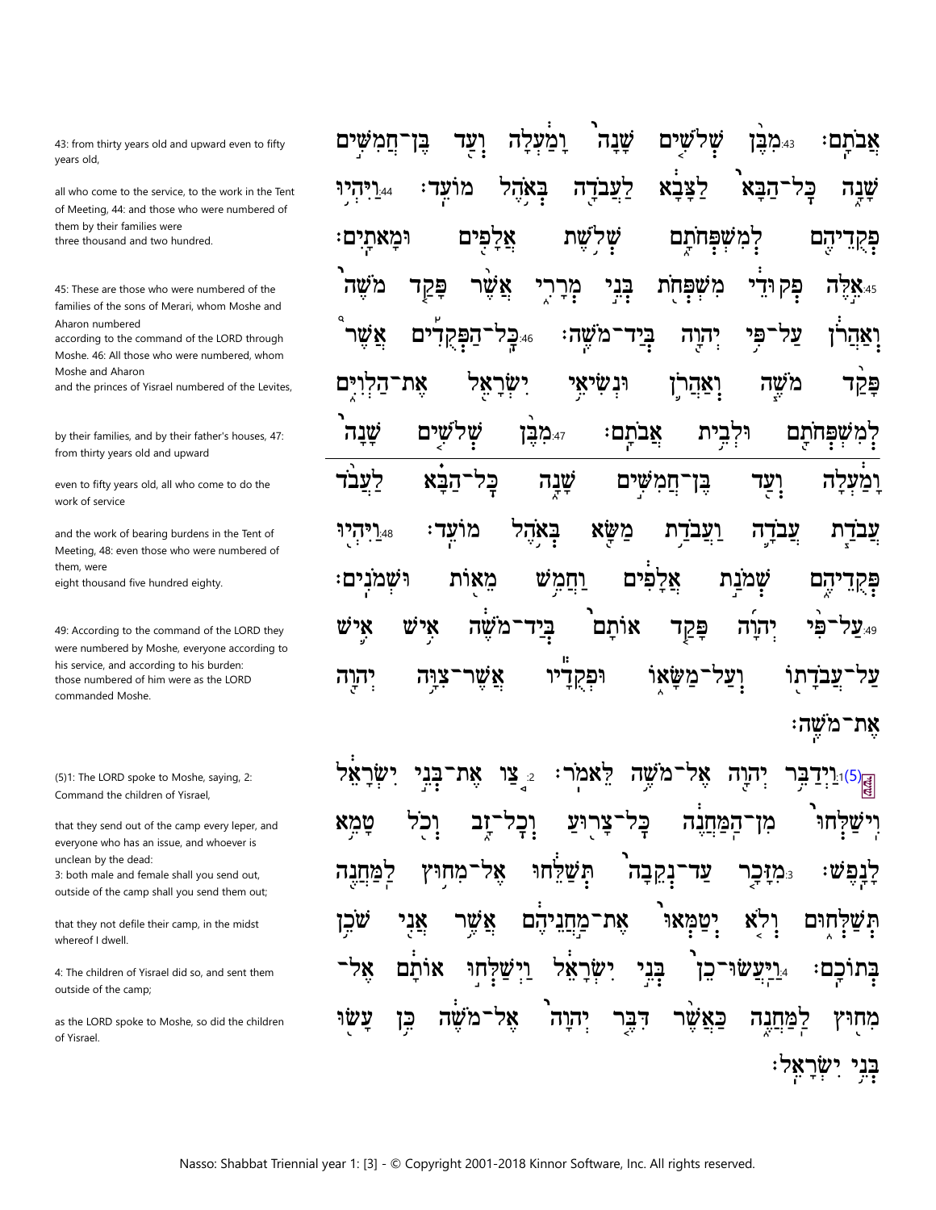אֲבֹתָם׃ 43 מִבֶּן שְׁלֹשִׁים שָׁנָה וָמַעְלָה וְעַד בֶּן־חֲמִשִּׁים שָׁנָה כָּל־הַבָּא לַצָּבָא לַעֲבֹדָה בְּאֹהֶל מוֹעֵד׃ 44 וַיִּהְיוּ פְקֻדֵיהֶם לְמִשְׁפְּחֹתָם שְׁלֹשֶׁת אֲלָפִים וּמָאתָיִם׃ 45 אֵלֶּה פְּקוּדֵי מִשְׁפְּחֹת בְּנֵי מְרָרִי אֲשֶׁר פָּקַד מֹשֶׁה וְאַהֲרֹן עַל־פִּי יְהוָה בְּיַד־מֹשֶׁה׃ 46 כָּל־הַפְּקֻדִים אֲשֶׁר פָּקַד מֹשֶׁה וְאַהֲרֹן וּנְשִׂיאֵי יִשְׂרָאֵל אֶת־הַלְוִיִּם לְמִשְׁפְּחֹתָם וּלְבֵית אֲבֹתָם׃ 47 מִבֶּן שְׁלֹשִׁים שָׁנָה וָמַעְלָה וְעַד בֶּן־חֲמִשִּׁים שָׁנָה כָּל־הַבָּא לַעֲבֹד עֲבֹדַת עֲבֹדָה וַעֲבֹדַת מַשָּׂא בְּאֹהֶל מוֹעֵד׃ 48 וַיִּהְיוּ פְּקֻדֵיהֶם שְׁמֹנַת אֲלָפִים וַחֲמֵשׁ מֵאוֹת וּשְׁמֹנִים׃ 49 עַל־פִּי יְהוָה פָּקַד אוֹתָם בְּיַד־מֹשֶׁה אִישׁ אִישׁ עַל־עֲבֹדָתוֹ וְעַל־מַשָּׂאוֹ וּפְקֻדָיו אֲשֶׁר־צִוָּה יְהוָה אֶת־מֹשֶׁה׃

(5) 1 וַיְדַבֵּר יְהוָה אֶל־מֹשֶׁה לֵּאמֹר׃ 2 צַו אֶת־בְּנֵי יִשְׂרָאֵל וִישַׁלְּחוּ מִן־הַמַּחֲנֶה כָּל־צָרוּעַ וְכָל־זָב וְכֹל טָמֵא לָנָפֶשׁ׃ 3 מִזָּכָר עַד־נְקֵבָה תְּשַׁלֵּחוּ אֶל־מִחוּץ לַמַּחֲנֶה תְּשַׁלְּחוּם וְלֹא יְטַמְּאוּ אֶת־מַחֲנֵיהֶם אֲשֶׁר אֲנִי שֹׁכֵן בְּתוֹכָם׃ 4 וַיַּעֲשׂוּ־כֵן בְּנֵי יִשְׂרָאֵל וַיְשַׁלְּחוּ אוֹתָם אֶל־מִחוּץ לַמַּחֲנֶה כַּאֲשֶׁר דִּבֶּר יְהוָה אֶל־מֹשֶׁה כֵּן עָשׂוּ בְּנֵי יִשְׂרָאֵל׃

43: from thirty years old and upward even to fifty years old,

all who come to the service, to the work in the Tent of Meeting, 44: and those who were numbered of them by their families were three thousand and two hundred.

45: These are those who were numbered of the families of the sons of Merari, whom Moshe and Aharon numbered according to the command of the LORD through Moshe. 46: All those who were numbered, whom Moshe and Aharon and the princes of Yisrael numbered of the Levites,

by their families, and by their father's houses, 47: from thirty years old and upward

even to fifty years old, all who come to do the work of service

and the work of bearing burdens in the Tent of Meeting, 48: even those who were numbered of them, were eight thousand five hundred eighty.

49: According to the command of the LORD they were numbered by Moshe, everyone according to his service, and according to his burden: those numbered of him were as the LORD commanded Moshe.

(5)1: The LORD spoke to Moshe, saying, 2: Command the children of Yisrael,

that they send out of the camp every leper, and everyone who has an issue, and whoever is unclean by the dead:
3: both male and female shall you send out, outside of the camp shall you send them out;

that they not defile their camp, in the midst whereof I dwell.

4: The children of Yisrael did so, and sent them outside of the camp;

as the LORD spoke to Moshe, so did the children of Yisrael.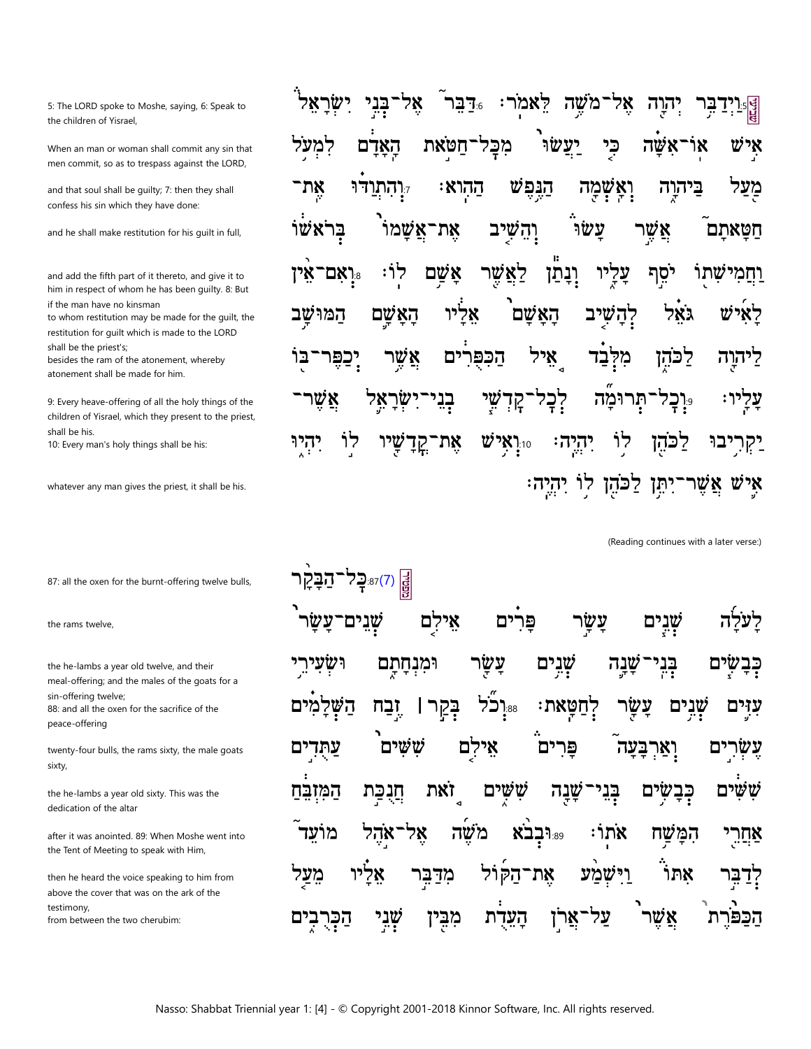וַיְדַבֵּר יְהוָה אֶל־מֹשֶׁה לֵּאמֹר׃ 6 דַּבֵּר אֶל־בְּנֵי יִשְׂרָאֵל אִישׁ אוֹ־אִשָּׁה כִּי יַעֲשׂוּ מִכָּל־חַטֹּאת הָאָדָם לִמְעֹל מַעַל בַּיהוָה וְאָשְׁמָה הַנֶּפֶשׁ הַהִוא׃ 7 וְהִתְוַדּוּ אֶת־חַטָּאתָם אֲשֶׁר עָשׂוּ וְהֵשִׁיב אֶת־אֲשָׁמוֹ בְּרֹאשׁוֹ וַחֲמִישִׁתוֹ יֹסֵף עָלָיו וְנָתַן לַאֲשֶׁר אָשַׁם לוֹ׃ 8 וְאִם־אֵין לָאִישׁ גֹּאֵל לְהָשִׁיב הָאָשָׁם אֵלָיו הָאָשָׁם הַמּוּשָׁב לַיהוָה לַכֹּהֵן מִלְּבַד אֵיל הַכִּפֻּרִים אֲשֶׁר יְכַפֶּר־בּוֹ עָלָיו׃ 9 וְכָל־תְּרוּמָה לְכָל־קָדְשֵׁי בְנֵי־יִשְׂרָאֵל אֲשֶׁר־יַקְרִיבוּ לַכֹּהֵן לוֹ יִהְיֶה׃ 10 וְאִישׁ אֶת־קֳדָשָׁיו לוֹ יִהְיוּ אִישׁ אֲשֶׁר־יִתֵּן לַכֹּהֵן לוֹ יִהְיֶה׃

5: The LORD spoke to Moshe, saying, 6: Speak to the children of Yisrael,

When an man or woman shall commit any sin that men commit, so as to trespass against the LORD,

and that soul shall be guilty; 7: then they shall confess his sin which they have done:

and he shall make restitution for his guilt in full,

and add the fifth part of it thereto, and give it to him in respect of whom he has been guilty. 8: But if the man have no kinsman

to whom restitution may be made for the guilt, the restitution for guilt which is made to the LORD shall be the priest's;

besides the ram of the atonement, whereby atonement shall be made for him.

9: Every heave-offering of all the holy things of the children of Yisrael, which they present to the priest, shall be his.

10: Every man's holy things shall be his:

whatever any man gives the priest, it shall be his.

(Reading continues with a later verse:)

(7) 87 כָּל־הַבָּקָר לָעֹלָה שְׁנֵים עָשָׂר פָּרִים אֵילִם שְׁנֵים־עָשָׂר כְּבָשִׂים בְּנֵי־שָׁנָה שְׁנֵים עָשָׂר וּמִנְחָתָם וּשְׂעִירֵי עִזִּים שְׁנֵים עָשָׂר לְחַטָּאת׃ 88 וְכֹל בְּקַר ׀ זֶבַח הַשְּׁלָמִים עֶשְׂרִים וְאַרְבָּעָה פָּרִים אֵילִם שִׁשִּׁים עַתֻּדִים שִׁשִּׁים כְּבָשִׂים בְּנֵי־שָׁנָה שִׁשִּׁים זֹאת חֲנֻכַּת הַמִּזְבֵּחַ אַחֲרֵי הִמָּשַׁח אֹתוֹ׃ 89 וּבְבֹא מֹשֶׁה אֶל־אֹהֶל מוֹעֵד לְדַבֵּר אִתּוֹ וַיִּשְׁמַע אֶת־הַקּוֹל מִדַּבֵּר אֵלָיו מֵעַל הַכַּפֹּרֶת אֲשֶׁר עַל־אֲרֹן הָעֵדֻת מִבֵּין שְׁנֵי הַכְּרֻבִים

87: all the oxen for the burnt-offering twelve bulls,

the rams twelve,

the he-lambs a year old twelve, and their meal-offering; and the males of the goats for a sin-offering twelve;

88: and all the oxen for the sacrifice of the peace-offering

twenty-four bulls, the rams sixty, the male goats sixty,

the he-lambs a year old sixty. This was the dedication of the altar

after it was anointed. 89: When Moshe went into the Tent of Meeting to speak with Him,

then he heard the voice speaking to him from above the cover that was on the ark of the testimony,

from between the two cherubim: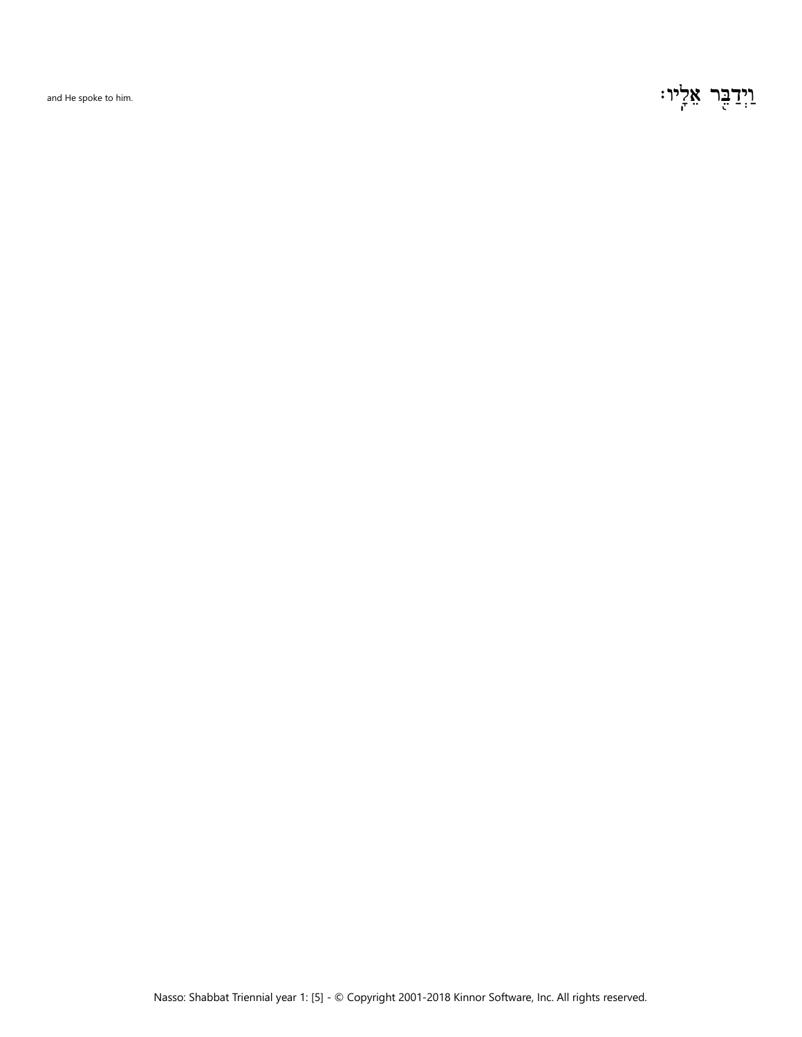וַיְדַבֵּ֖ר אֵלָֽיו׃

and He spoke to him.